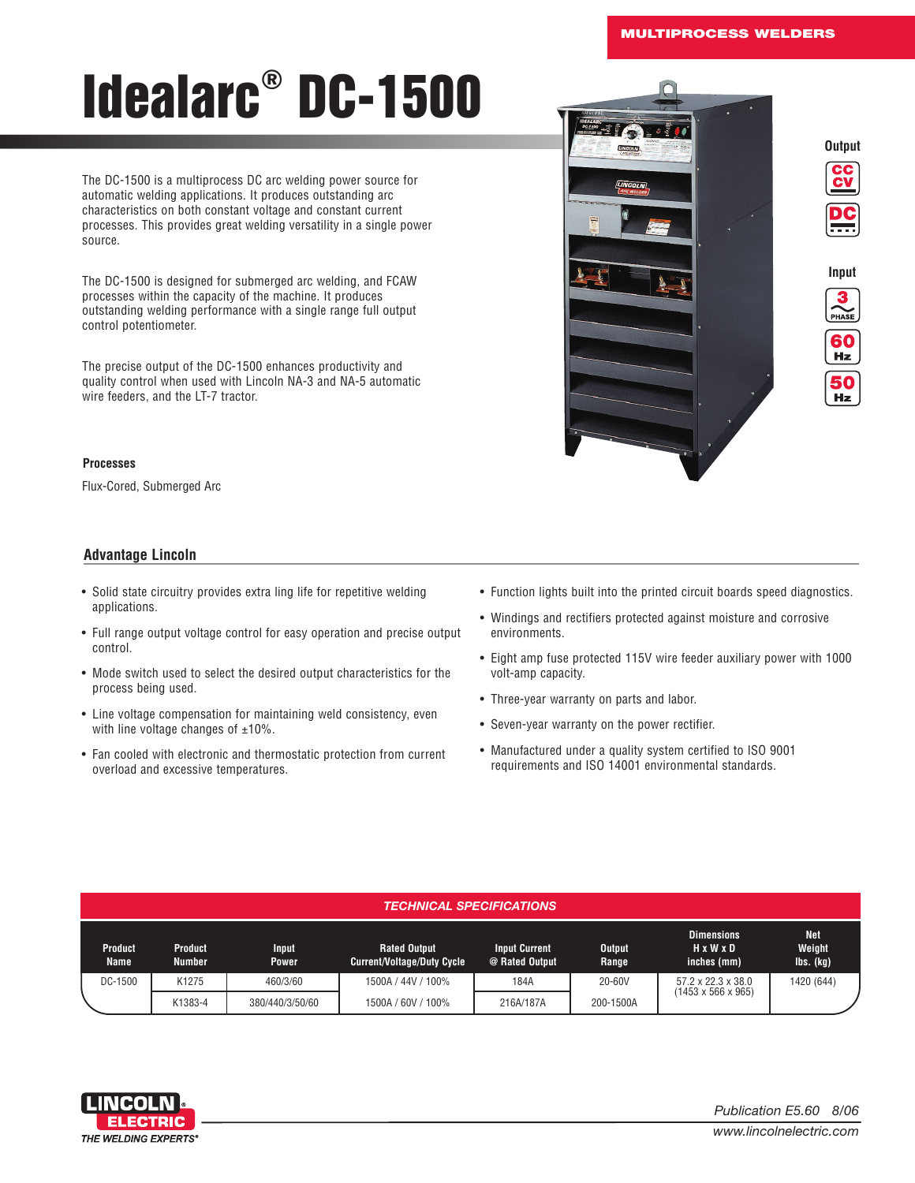MULTIPROCESS WELDERS

# Idealarc® DC-1500

The DC-1500 is a multiprocess DC arc welding power source for automatic welding applications. It produces outstanding arc characteristics on both constant voltage and constant current processes. This provides great welding versatility in a single power source.

The DC-1500 is designed for submerged arc welding, and FCAW processes within the capacity of the machine. It produces outstanding welding performance with a single range full output control potentiometer.

The precise output of the DC-1500 enhances productivity and quality control when used with Lincoln NA-3 and NA-5 automatic wire feeders, and the LT-7 tractor.

**Output**

CC CV

DC

**Input**

3 PHASE

60 Hz

50 Hz

### Processes

Flux-Cored, Submerged Arc

## Advantage Lincoln

- Solid state circuitry provides extra ling life for repetitive welding applications.
- Full range output voltage control for easy operation and precise output control.
- Mode switch used to select the desired output characteristics for the process being used.
- Line voltage compensation for maintaining weld consistency, even with line voltage changes of ±10%.
- Fan cooled with electronic and thermostatic protection from current overload and excessive temperatures.
- Function lights built into the printed circuit boards speed diagnostics.
- Windings and rectifiers protected against moisture and corrosive environments.
- Eight amp fuse protected 115V wire feeder auxiliary power with 1000 volt-amp capacity.
- Three-year warranty on parts and labor.
- Seven-year warranty on the power rectifier.
- Manufactured under a quality system certified to ISO 9001 requirements and ISO 14001 environmental standards.

*TECHNICAL SPECIFICATIONS*

| Product Name | Product Number | Input Power | Rated Output Current/Voltage/Duty Cycle | Input Current @ Rated Output | Output Range | Dimensions H x W x D inches (mm) | Net Weight lbs. (kg) |
|---|---|---|---|---|---|---|---|
| DC-1500 | K1275 | 460/3/60 | 1500A / 44V / 100% | 184A | 20-60V | 57.2 x 22.3 x 38.0 (1453 x 566 x 965) | 1420 (644) |
| | K1383-4 | 380/440/3/50/60 | 1500A / 60V / 100% | 216A/187A | 200-1500A | | |

LINCOLN ELECTRIC
THE WELDING EXPERTS®

*Publication E5.60 8/06*
*www.lincolnelectric.com*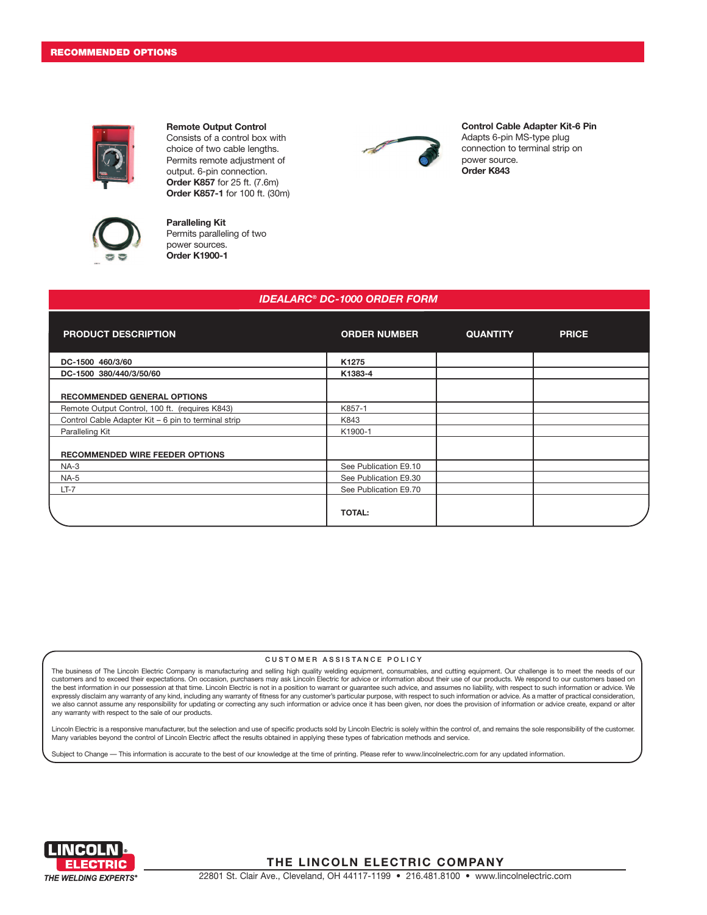## RECOMMENDED OPTIONS

**Remote Output Control**
Consists of a control box with choice of two cable lengths. Permits remote adjustment of output. 6-pin connection.
**Order K857** for 25 ft. (7.6m)
**Order K857-1** for 100 ft. (30m)

**Control Cable Adapter Kit-6 Pin**
Adapts 6-pin MS-type plug connection to terminal strip on power source.
**Order K843**

**Paralleling Kit**
Permits paralleling of two power sources.
**Order K1900-1**

## *IDEALARC® DC-1000 ORDER FORM*

| PRODUCT DESCRIPTION | ORDER NUMBER | QUANTITY | PRICE |
|---|---|---|---|
| **DC-1500 460/3/60** | **K1275** | | |
| **DC-1500 380/440/3/50/60** | **K1383-4** | | |
| **RECOMMENDED GENERAL OPTIONS** | | | |
| Remote Output Control, 100 ft. (requires K843) | K857-1 | | |
| Control Cable Adapter Kit – 6 pin to terminal strip | K843 | | |
| Paralleling Kit | K1900-1 | | |
| **RECOMMENDED WIRE FEEDER OPTIONS** | | | |
| NA-3 | See Publication E9.10 | | |
| NA-5 | See Publication E9.30 | | |
| LT-7 | See Publication E9.70 | | |
| | **TOTAL:** | | |

### CUSTOMER ASSISTANCE POLICY

The business of The Lincoln Electric Company is manufacturing and selling high quality welding equipment, consumables, and cutting equipment. Our challenge is to meet the needs of our customers and to exceed their expectations. On occasion, purchasers may ask Lincoln Electric for advice or information about their use of our products. We respond to our customers based on the best information in our possession at that time. Lincoln Electric is not in a position to warrant or guarantee such advice, and assumes no liability, with respect to such information or advice. We expressly disclaim any warranty of any kind, including any warranty of fitness for any customer's particular purpose, with respect to such information or advice. As a matter of practical consideration, we also cannot assume any responsibility for updating or correcting any such information or advice once it has been given, nor does the provision of information or advice create, expand or alter any warranty with respect to the sale of our products.

Lincoln Electric is a responsive manufacturer, but the selection and use of specific products sold by Lincoln Electric is solely within the control of, and remains the sole responsibility of the customer. Many variables beyond the control of Lincoln Electric affect the results obtained in applying these types of fabrication methods and service.

Subject to Change — This information is accurate to the best of our knowledge at the time of printing. Please refer to www.lincolnelectric.com for any updated information.

LINCOLN ELECTRIC
THE WELDING EXPERTS®

**THE LINCOLN ELECTRIC COMPANY**
22801 St. Clair Ave., Cleveland, OH 44117-1199 • 216.481.8100 • www.lincolnelectric.com